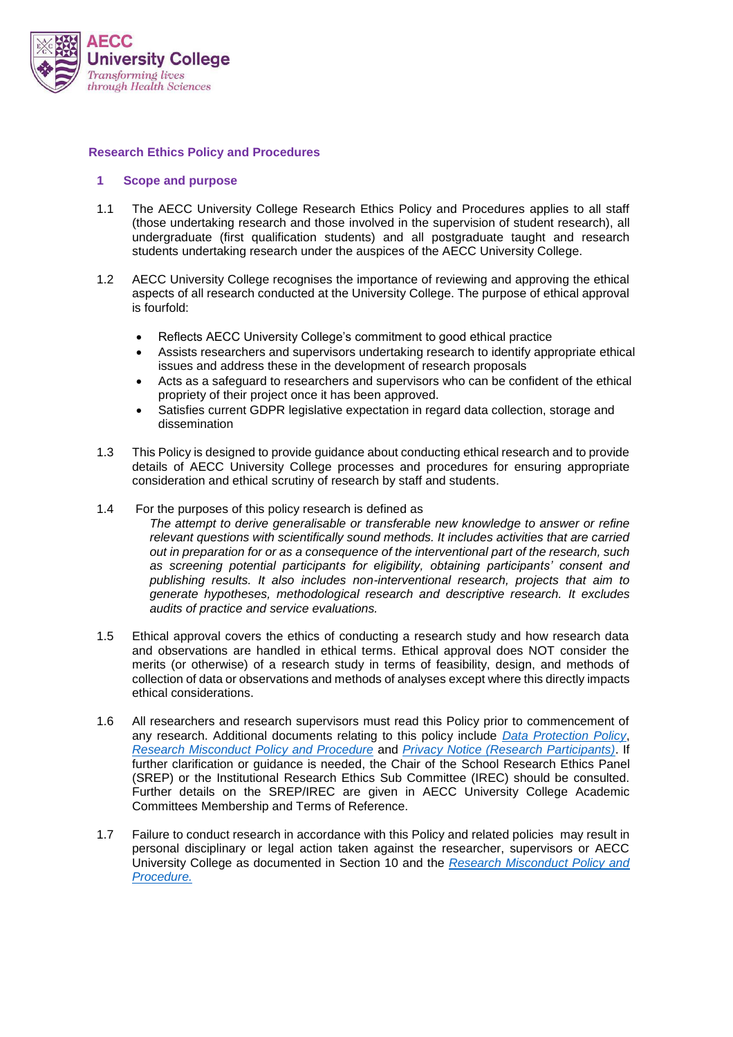AECC University College
*Transforming lives through Health Sciences*

## Research Ethics Policy and Procedures

### 1 Scope and purpose

1.1 The AECC University College Research Ethics Policy and Procedures applies to all staff (those undertaking research and those involved in the supervision of student research), all undergraduate (first qualification students) and all postgraduate taught and research students undertaking research under the auspices of the AECC University College.

1.2 AECC University College recognises the importance of reviewing and approving the ethical aspects of all research conducted at the University College. The purpose of ethical approval is fourfold:

- Reflects AECC University College's commitment to good ethical practice
- Assists researchers and supervisors undertaking research to identify appropriate ethical issues and address these in the development of research proposals
- Acts as a safeguard to researchers and supervisors who can be confident of the ethical propriety of their project once it has been approved.
- Satisfies current GDPR legislative expectation in regard data collection, storage and dissemination

1.3 This Policy is designed to provide guidance about conducting ethical research and to provide details of AECC University College processes and procedures for ensuring appropriate consideration and ethical scrutiny of research by staff and students.

1.4 For the purposes of this policy research is defined as
*The attempt to derive generalisable or transferable new knowledge to answer or refine relevant questions with scientifically sound methods. It includes activities that are carried out in preparation for or as a consequence of the interventional part of the research, such as screening potential participants for eligibility, obtaining participants' consent and publishing results. It also includes non-interventional research, projects that aim to generate hypotheses, methodological research and descriptive research. It excludes audits of practice and service evaluations.*

1.5 Ethical approval covers the ethics of conducting a research study and how research data and observations are handled in ethical terms. Ethical approval does NOT consider the merits (or otherwise) of a research study in terms of feasibility, design, and methods of collection of data or observations and methods of analyses except where this directly impacts ethical considerations.

1.6 All researchers and research supervisors must read this Policy prior to commencement of any research. Additional documents relating to this policy include *Data Protection Policy*, *Research Misconduct Policy and Procedure* and *Privacy Notice (Research Participants)*. If further clarification or guidance is needed, the Chair of the School Research Ethics Panel (SREP) or the Institutional Research Ethics Sub Committee (IREC) should be consulted. Further details on the SREP/IREC are given in AECC University College Academic Committees Membership and Terms of Reference.

1.7 Failure to conduct research in accordance with this Policy and related policies may result in personal disciplinary or legal action taken against the researcher, supervisors or AECC University College as documented in Section 10 and the *Research Misconduct Policy and Procedure.*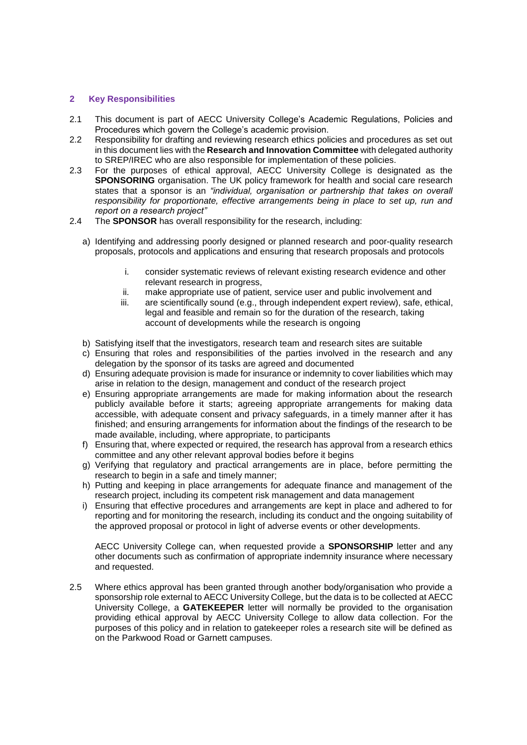## 2 Key Responsibilities

2.1 This document is part of AECC University College's Academic Regulations, Policies and Procedures which govern the College's academic provision.

2.2 Responsibility for drafting and reviewing research ethics policies and procedures as set out in this document lies with the **Research and Innovation Committee** with delegated authority to SREP/IREC who are also responsible for implementation of these policies.

2.3 For the purposes of ethical approval, AECC University College is designated as the **SPONSORING** organisation. The UK policy framework for health and social care research states that a sponsor is an *"individual, organisation or partnership that takes on overall responsibility for proportionate, effective arrangements being in place to set up, run and report on a research project"*

2.4 The **SPONSOR** has overall responsibility for the research, including:

a) Identifying and addressing poorly designed or planned research and poor-quality research proposals, protocols and applications and ensuring that research proposals and protocols

   i. consider systematic reviews of relevant existing research evidence and other relevant research in progress,
   ii. make appropriate use of patient, service user and public involvement and
   iii. are scientifically sound (e.g., through independent expert review), safe, ethical, legal and feasible and remain so for the duration of the research, taking account of developments while the research is ongoing

b) Satisfying itself that the investigators, research team and research sites are suitable

c) Ensuring that roles and responsibilities of the parties involved in the research and any delegation by the sponsor of its tasks are agreed and documented

d) Ensuring adequate provision is made for insurance or indemnity to cover liabilities which may arise in relation to the design, management and conduct of the research project

e) Ensuring appropriate arrangements are made for making information about the research publicly available before it starts; agreeing appropriate arrangements for making data accessible, with adequate consent and privacy safeguards, in a timely manner after it has finished; and ensuring arrangements for information about the findings of the research to be made available, including, where appropriate, to participants

f) Ensuring that, where expected or required, the research has approval from a research ethics committee and any other relevant approval bodies before it begins

g) Verifying that regulatory and practical arrangements are in place, before permitting the research to begin in a safe and timely manner;

h) Putting and keeping in place arrangements for adequate finance and management of the research project, including its competent risk management and data management

i) Ensuring that effective procedures and arrangements are kept in place and adhered to for reporting and for monitoring the research, including its conduct and the ongoing suitability of the approved proposal or protocol in light of adverse events or other developments.

AECC University College can, when requested provide a **SPONSORSHIP** letter and any other documents such as confirmation of appropriate indemnity insurance where necessary and requested.

2.5 Where ethics approval has been granted through another body/organisation who provide a sponsorship role external to AECC University College, but the data is to be collected at AECC University College, a **GATEKEEPER** letter will normally be provided to the organisation providing ethical approval by AECC University College to allow data collection. For the purposes of this policy and in relation to gatekeeper roles a research site will be defined as on the Parkwood Road or Garnett campuses.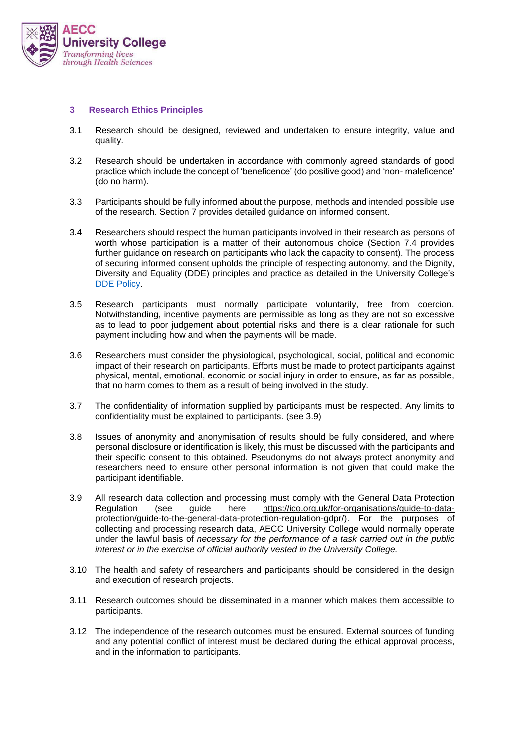## 3 Research Ethics Principles

3.1 Research should be designed, reviewed and undertaken to ensure integrity, value and quality.

3.2 Research should be undertaken in accordance with commonly agreed standards of good practice which include the concept of 'beneficence' (do positive good) and 'non- maleficence' (do no harm).

3.3 Participants should be fully informed about the purpose, methods and intended possible use of the research. Section 7 provides detailed guidance on informed consent.

3.4 Researchers should respect the human participants involved in their research as persons of worth whose participation is a matter of their autonomous choice (Section 7.4 provides further guidance on research on participants who lack the capacity to consent). The process of securing informed consent upholds the principle of respecting autonomy, and the Dignity, Diversity and Equality (DDE) principles and practice as detailed in the University College's DDE Policy.

3.5 Research participants must normally participate voluntarily, free from coercion. Notwithstanding, incentive payments are permissible as long as they are not so excessive as to lead to poor judgement about potential risks and there is a clear rationale for such payment including how and when the payments will be made.

3.6 Researchers must consider the physiological, psychological, social, political and economic impact of their research on participants. Efforts must be made to protect participants against physical, mental, emotional, economic or social injury in order to ensure, as far as possible, that no harm comes to them as a result of being involved in the study.

3.7 The confidentiality of information supplied by participants must be respected. Any limits to confidentiality must be explained to participants. (see 3.9)

3.8 Issues of anonymity and anonymisation of results should be fully considered, and where personal disclosure or identification is likely, this must be discussed with the participants and their specific consent to this obtained. Pseudonyms do not always protect anonymity and researchers need to ensure other personal information is not given that could make the participant identifiable.

3.9 All research data collection and processing must comply with the General Data Protection Regulation (see guide here https://ico.org.uk/for-organisations/guide-to-data-protection/guide-to-the-general-data-protection-regulation-gdpr/). For the purposes of collecting and processing research data, AECC University College would normally operate under the lawful basis of *necessary for the performance of a task carried out in the public interest or in the exercise of official authority vested in the University College.*

3.10 The health and safety of researchers and participants should be considered in the design and execution of research projects.

3.11 Research outcomes should be disseminated in a manner which makes them accessible to participants.

3.12 The independence of the research outcomes must be ensured. External sources of funding and any potential conflict of interest must be declared during the ethical approval process, and in the information to participants.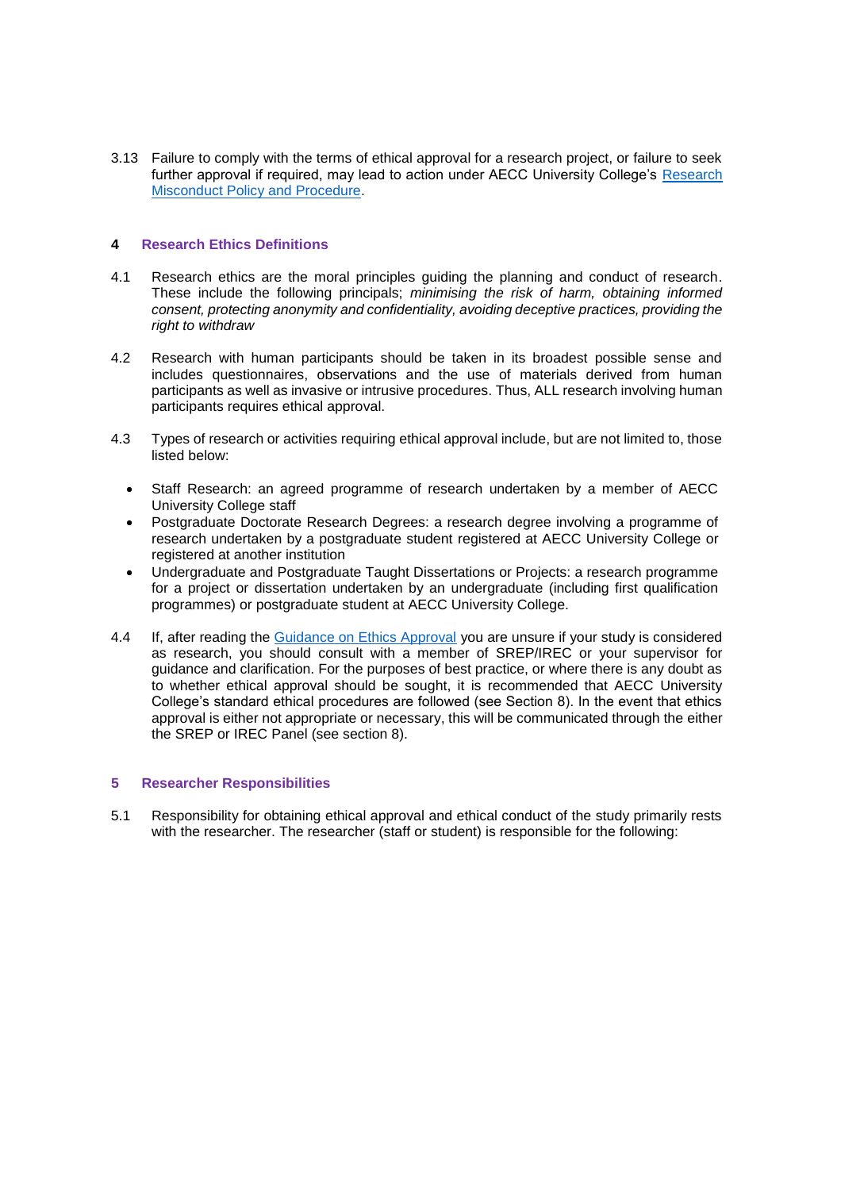3.13 Failure to comply with the terms of ethical approval for a research project, or failure to seek further approval if required, may lead to action under AECC University College's [Research Misconduct Policy and Procedure](#).

## 4 Research Ethics Definitions

4.1 Research ethics are the moral principles guiding the planning and conduct of research. These include the following principals; *minimising the risk of harm, obtaining informed consent, protecting anonymity and confidentiality, avoiding deceptive practices, providing the right to withdraw*

4.2 Research with human participants should be taken in its broadest possible sense and includes questionnaires, observations and the use of materials derived from human participants as well as invasive or intrusive procedures. Thus, ALL research involving human participants requires ethical approval.

4.3 Types of research or activities requiring ethical approval include, but are not limited to, those listed below:

- Staff Research: an agreed programme of research undertaken by a member of AECC University College staff
- Postgraduate Doctorate Research Degrees: a research degree involving a programme of research undertaken by a postgraduate student registered at AECC University College or registered at another institution
- Undergraduate and Postgraduate Taught Dissertations or Projects: a research programme for a project or dissertation undertaken by an undergraduate (including first qualification programmes) or postgraduate student at AECC University College.

4.4 If, after reading the [Guidance on Ethics Approval](#) you are unsure if your study is considered as research, you should consult with a member of SREP/IREC or your supervisor for guidance and clarification. For the purposes of best practice, or where there is any doubt as to whether ethical approval should be sought, it is recommended that AECC University College's standard ethical procedures are followed (see Section 8). In the event that ethics approval is either not appropriate or necessary, this will be communicated through the either the SREP or IREC Panel (see section 8).

## 5 Researcher Responsibilities

5.1 Responsibility for obtaining ethical approval and ethical conduct of the study primarily rests with the researcher. The researcher (staff or student) is responsible for the following: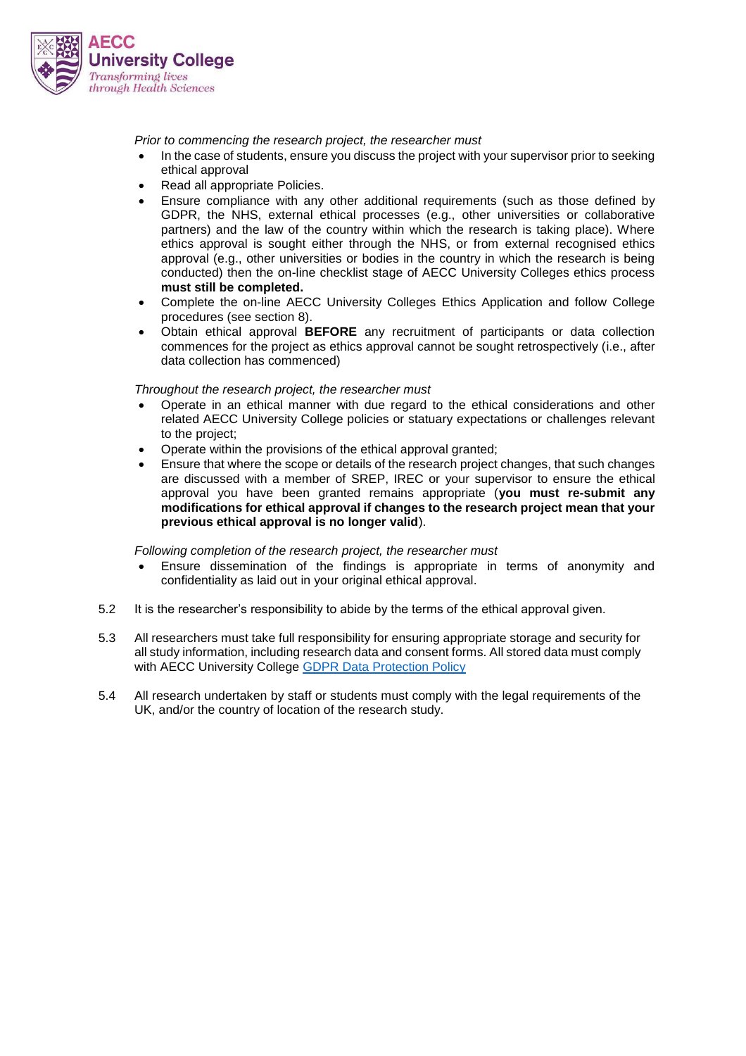*Prior to commencing the research project, the researcher must*

- In the case of students, ensure you discuss the project with your supervisor prior to seeking ethical approval
- Read all appropriate Policies.
- Ensure compliance with any other additional requirements (such as those defined by GDPR, the NHS, external ethical processes (e.g., other universities or collaborative partners) and the law of the country within which the research is taking place). Where ethics approval is sought either through the NHS, or from external recognised ethics approval (e.g., other universities or bodies in the country in which the research is being conducted) then the on-line checklist stage of AECC University Colleges ethics process **must still be completed.**
- Complete the on-line AECC University Colleges Ethics Application and follow College procedures (see section 8).
- Obtain ethical approval **BEFORE** any recruitment of participants or data collection commences for the project as ethics approval cannot be sought retrospectively (i.e., after data collection has commenced)

*Throughout the research project, the researcher must*

- Operate in an ethical manner with due regard to the ethical considerations and other related AECC University College policies or statuary expectations or challenges relevant to the project;
- Operate within the provisions of the ethical approval granted;
- Ensure that where the scope or details of the research project changes, that such changes are discussed with a member of SREP, IREC or your supervisor to ensure the ethical approval you have been granted remains appropriate (**you must re-submit any modifications for ethical approval if changes to the research project mean that your previous ethical approval is no longer valid**).

*Following completion of the research project, the researcher must*

- Ensure dissemination of the findings is appropriate in terms of anonymity and confidentiality as laid out in your original ethical approval.

5.2 It is the researcher's responsibility to abide by the terms of the ethical approval given.

5.3 All researchers must take full responsibility for ensuring appropriate storage and security for all study information, including research data and consent forms. All stored data must comply with AECC University College GDPR Data Protection Policy

5.4 All research undertaken by staff or students must comply with the legal requirements of the UK, and/or the country of location of the research study.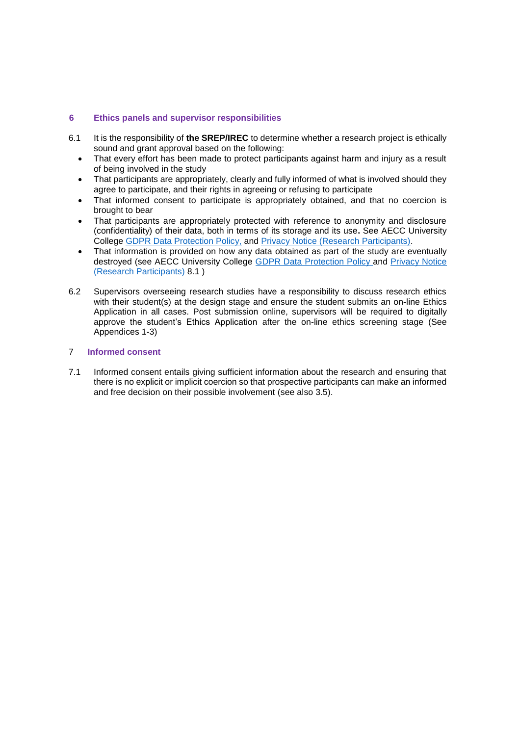## 6 Ethics panels and supervisor responsibilities

6.1 It is the responsibility of **the SREP/IREC** to determine whether a research project is ethically sound and grant approval based on the following:

- That every effort has been made to protect participants against harm and injury as a result of being involved in the study
- That participants are appropriately, clearly and fully informed of what is involved should they agree to participate, and their rights in agreeing or refusing to participate
- That informed consent to participate is appropriately obtained, and that no coercion is brought to bear
- That participants are appropriately protected with reference to anonymity and disclosure (confidentiality) of their data, both in terms of its storage and its use**.** See AECC University College GDPR Data Protection Policy, and Privacy Notice (Research Participants).
- That information is provided on how any data obtained as part of the study are eventually destroyed (see AECC University College GDPR Data Protection Policy and Privacy Notice (Research Participants) 8.1 )

6.2 Supervisors overseeing research studies have a responsibility to discuss research ethics with their student(s) at the design stage and ensure the student submits an on-line Ethics Application in all cases. Post submission online, supervisors will be required to digitally approve the student's Ethics Application after the on-line ethics screening stage (See Appendices 1-3)

## 7 Informed consent

7.1 Informed consent entails giving sufficient information about the research and ensuring that there is no explicit or implicit coercion so that prospective participants can make an informed and free decision on their possible involvement (see also 3.5).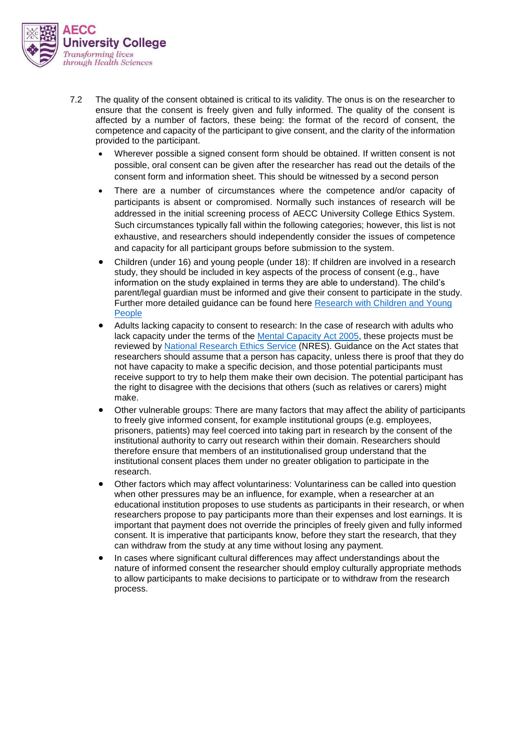7.2 The quality of the consent obtained is critical to its validity. The onus is on the researcher to ensure that the consent is freely given and fully informed. The quality of the consent is affected by a number of factors, these being: the format of the record of consent, the competence and capacity of the participant to give consent, and the clarity of the information provided to the participant.

- Wherever possible a signed consent form should be obtained. If written consent is not possible, oral consent can be given after the researcher has read out the details of the consent form and information sheet. This should be witnessed by a second person
- There are a number of circumstances where the competence and/or capacity of participants is absent or compromised. Normally such instances of research will be addressed in the initial screening process of AECC University College Ethics System. Such circumstances typically fall within the following categories; however, this list is not exhaustive, and researchers should independently consider the issues of competence and capacity for all participant groups before submission to the system.
- Children (under 16) and young people (under 18): If children are involved in a research study, they should be included in key aspects of the process of consent (e.g., have information on the study explained in terms they are able to understand). The child's parent/legal guardian must be informed and give their consent to participate in the study. Further more detailed guidance can be found here [Research with Children and Young People]
- Adults lacking capacity to consent to research: In the case of research with adults who lack capacity under the terms of the [Mental Capacity Act 2005], these projects must be reviewed by [National Research Ethics Service] (NRES). Guidance on the Act states that researchers should assume that a person has capacity, unless there is proof that they do not have capacity to make a specific decision, and those potential participants must receive support to try to help them make their own decision. The potential participant has the right to disagree with the decisions that others (such as relatives or carers) might make.
- Other vulnerable groups: There are many factors that may affect the ability of participants to freely give informed consent, for example institutional groups (e.g. employees, prisoners, patients) may feel coerced into taking part in research by the consent of the institutional authority to carry out research within their domain. Researchers should therefore ensure that members of an institutionalised group understand that the institutional consent places them under no greater obligation to participate in the research.
- Other factors which may affect voluntariness: Voluntariness can be called into question when other pressures may be an influence, for example, when a researcher at an educational institution proposes to use students as participants in their research, or when researchers propose to pay participants more than their expenses and lost earnings. It is important that payment does not override the principles of freely given and fully informed consent. It is imperative that participants know, before they start the research, that they can withdraw from the study at any time without losing any payment.
- In cases where significant cultural differences may affect understandings about the nature of informed consent the researcher should employ culturally appropriate methods to allow participants to make decisions to participate or to withdraw from the research process.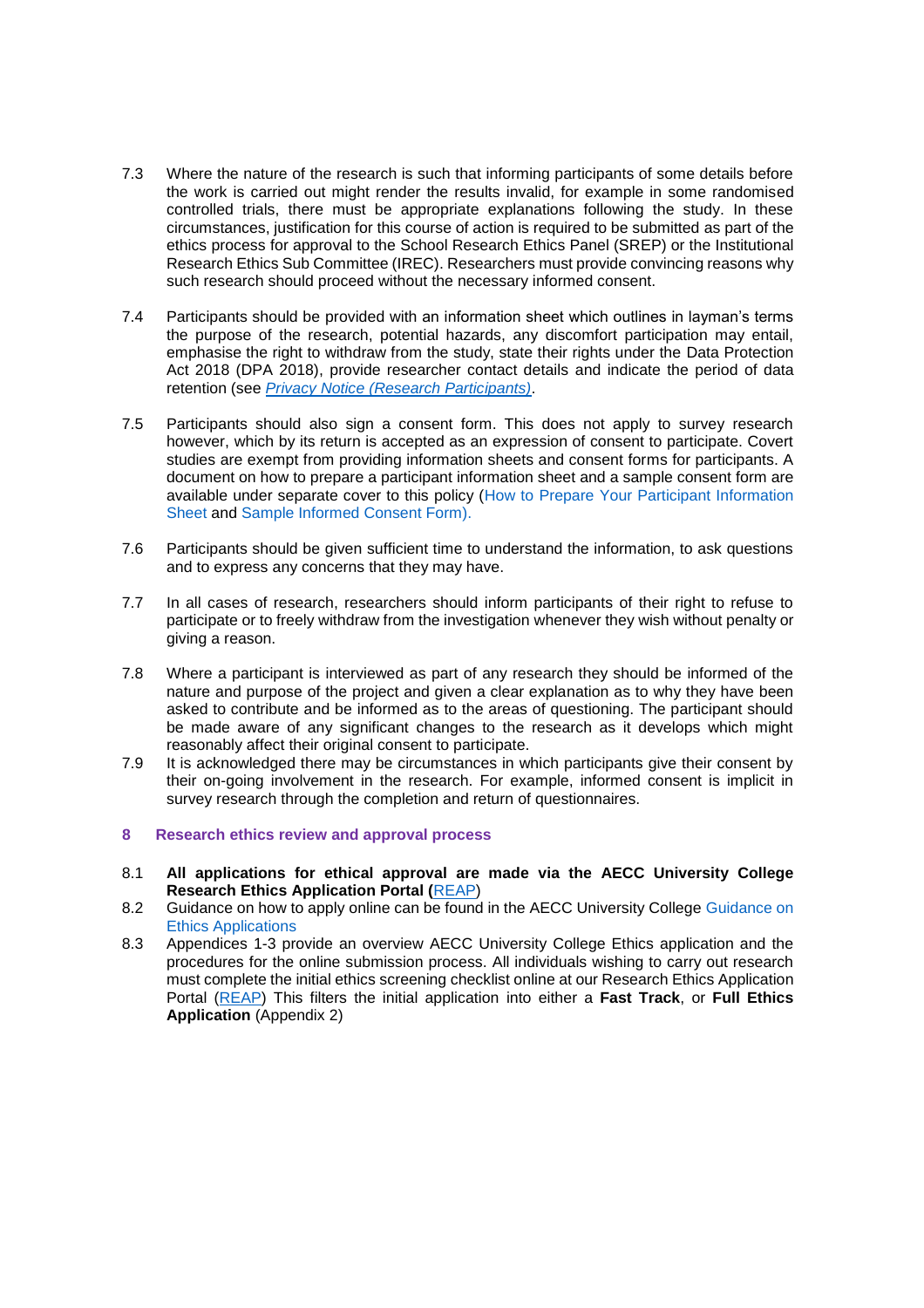7.3 Where the nature of the research is such that informing participants of some details before the work is carried out might render the results invalid, for example in some randomised controlled trials, there must be appropriate explanations following the study. In these circumstances, justification for this course of action is required to be submitted as part of the ethics process for approval to the School Research Ethics Panel (SREP) or the Institutional Research Ethics Sub Committee (IREC). Researchers must provide convincing reasons why such research should proceed without the necessary informed consent.

7.4 Participants should be provided with an information sheet which outlines in layman's terms the purpose of the research, potential hazards, any discomfort participation may entail, emphasise the right to withdraw from the study, state their rights under the Data Protection Act 2018 (DPA 2018), provide researcher contact details and indicate the period of data retention (see *Privacy Notice (Research Participants)*.

7.5 Participants should also sign a consent form. This does not apply to survey research however, which by its return is accepted as an expression of consent to participate. Covert studies are exempt from providing information sheets and consent forms for participants. A document on how to prepare a participant information sheet and a sample consent form are available under separate cover to this policy (How to Prepare Your Participant Information Sheet and Sample Informed Consent Form).

7.6 Participants should be given sufficient time to understand the information, to ask questions and to express any concerns that they may have.

7.7 In all cases of research, researchers should inform participants of their right to refuse to participate or to freely withdraw from the investigation whenever they wish without penalty or giving a reason.

7.8 Where a participant is interviewed as part of any research they should be informed of the nature and purpose of the project and given a clear explanation as to why they have been asked to contribute and be informed as to the areas of questioning. The participant should be made aware of any significant changes to the research as it develops which might reasonably affect their original consent to participate.

7.9 It is acknowledged there may be circumstances in which participants give their consent by their on-going involvement in the research. For example, informed consent is implicit in survey research through the completion and return of questionnaires.

## 8 Research ethics review and approval process

8.1 **All applications for ethical approval are made via the AECC University College Research Ethics Application Portal (**REAP)

8.2 Guidance on how to apply online can be found in the AECC University College Guidance on Ethics Applications

8.3 Appendices 1-3 provide an overview AECC University College Ethics application and the procedures for the online submission process. All individuals wishing to carry out research must complete the initial ethics screening checklist online at our Research Ethics Application Portal (REAP) This filters the initial application into either a **Fast Track**, or **Full Ethics Application** (Appendix 2)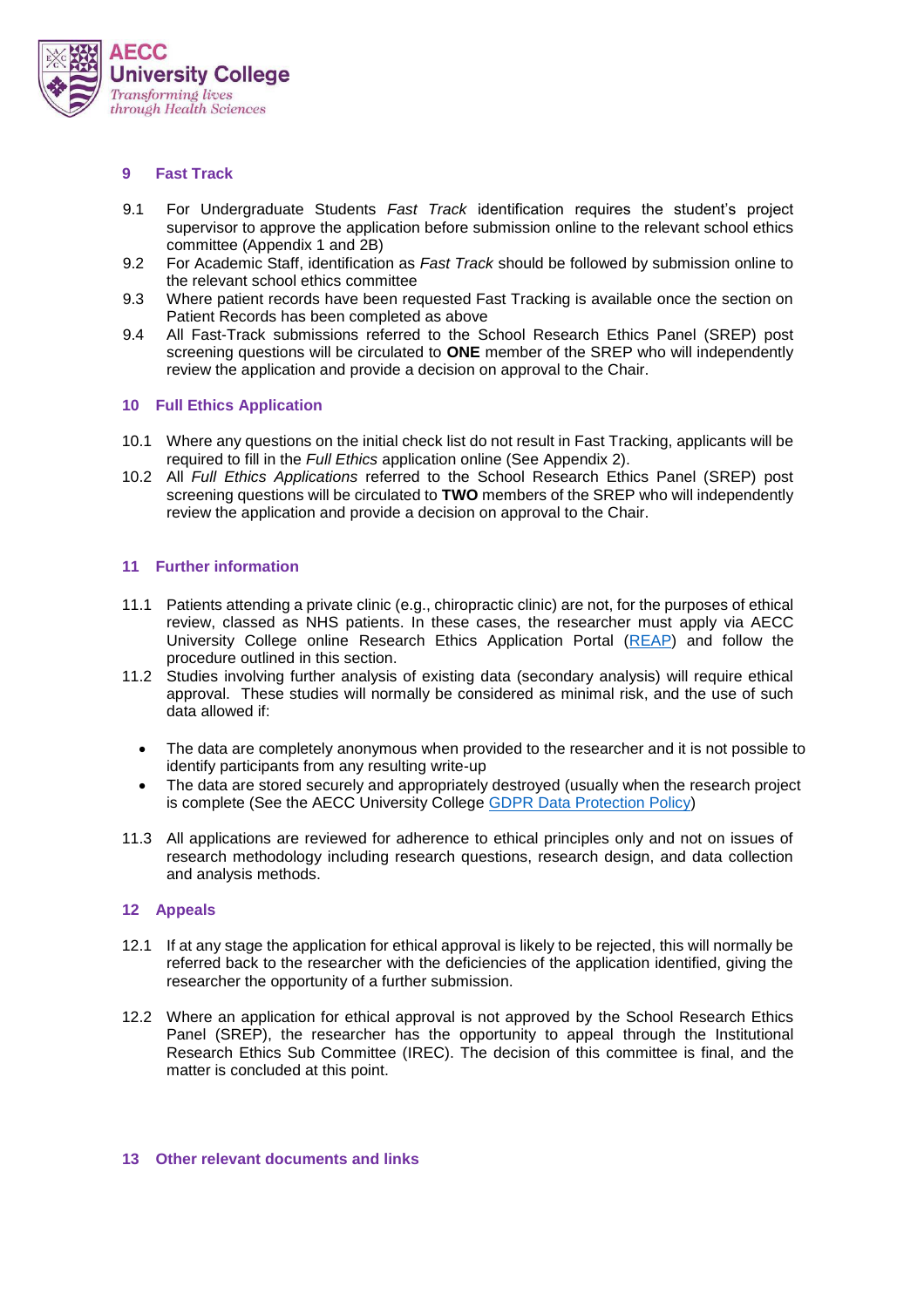## 9 Fast Track

9.1 For Undergraduate Students *Fast Track* identification requires the student's project supervisor to approve the application before submission online to the relevant school ethics committee (Appendix 1 and 2B)

9.2 For Academic Staff, identification as *Fast Track* should be followed by submission online to the relevant school ethics committee

9.3 Where patient records have been requested Fast Tracking is available once the section on Patient Records has been completed as above

9.4 All Fast-Track submissions referred to the School Research Ethics Panel (SREP) post screening questions will be circulated to **ONE** member of the SREP who will independently review the application and provide a decision on approval to the Chair.

## 10 Full Ethics Application

10.1 Where any questions on the initial check list do not result in Fast Tracking, applicants will be required to fill in the *Full Ethics* application online (See Appendix 2).

10.2 All *Full Ethics Applications* referred to the School Research Ethics Panel (SREP) post screening questions will be circulated to **TWO** members of the SREP who will independently review the application and provide a decision on approval to the Chair.

## 11 Further information

11.1 Patients attending a private clinic (e.g., chiropractic clinic) are not, for the purposes of ethical review, classed as NHS patients. In these cases, the researcher must apply via AECC University College online Research Ethics Application Portal (REAP) and follow the procedure outlined in this section.

11.2 Studies involving further analysis of existing data (secondary analysis) will require ethical approval. These studies will normally be considered as minimal risk, and the use of such data allowed if:

- The data are completely anonymous when provided to the researcher and it is not possible to identify participants from any resulting write-up
- The data are stored securely and appropriately destroyed (usually when the research project is complete (See the AECC University College GDPR Data Protection Policy)

11.3 All applications are reviewed for adherence to ethical principles only and not on issues of research methodology including research questions, research design, and data collection and analysis methods.

## 12 Appeals

12.1 If at any stage the application for ethical approval is likely to be rejected, this will normally be referred back to the researcher with the deficiencies of the application identified, giving the researcher the opportunity of a further submission.

12.2 Where an application for ethical approval is not approved by the School Research Ethics Panel (SREP), the researcher has the opportunity to appeal through the Institutional Research Ethics Sub Committee (IREC). The decision of this committee is final, and the matter is concluded at this point.

## 13 Other relevant documents and links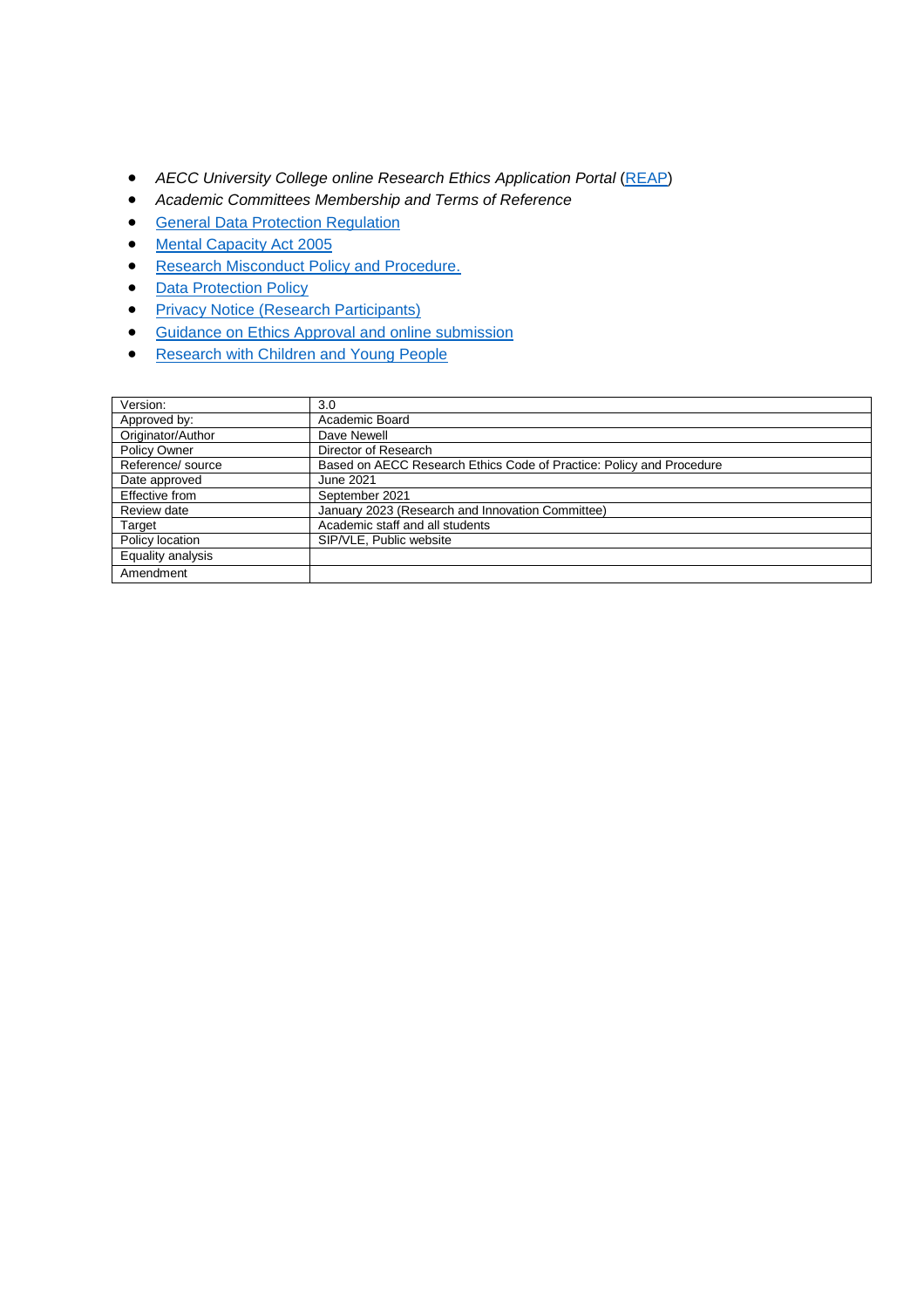- *AECC University College online Research Ethics Application Portal* (REAP)
- *Academic Committees Membership and Terms of Reference*
- General Data Protection Regulation
- Mental Capacity Act 2005
- Research Misconduct Policy and Procedure.
- Data Protection Policy
- Privacy Notice (Research Participants)
- Guidance on Ethics Approval and online submission
- Research with Children and Young People

| Version: | 3.0 |
|---|---|
| Approved by: | Academic Board |
| Originator/Author | Dave Newell |
| Policy Owner | Director of Research |
| Reference/ source | Based on AECC Research Ethics Code of Practice: Policy and Procedure |
| Date approved | June 2021 |
| Effective from | September 2021 |
| Review date | January 2023 (Research and Innovation Committee) |
| Target | Academic staff and all students |
| Policy location | SIP/VLE, Public website |
| Equality analysis | |
| Amendment | |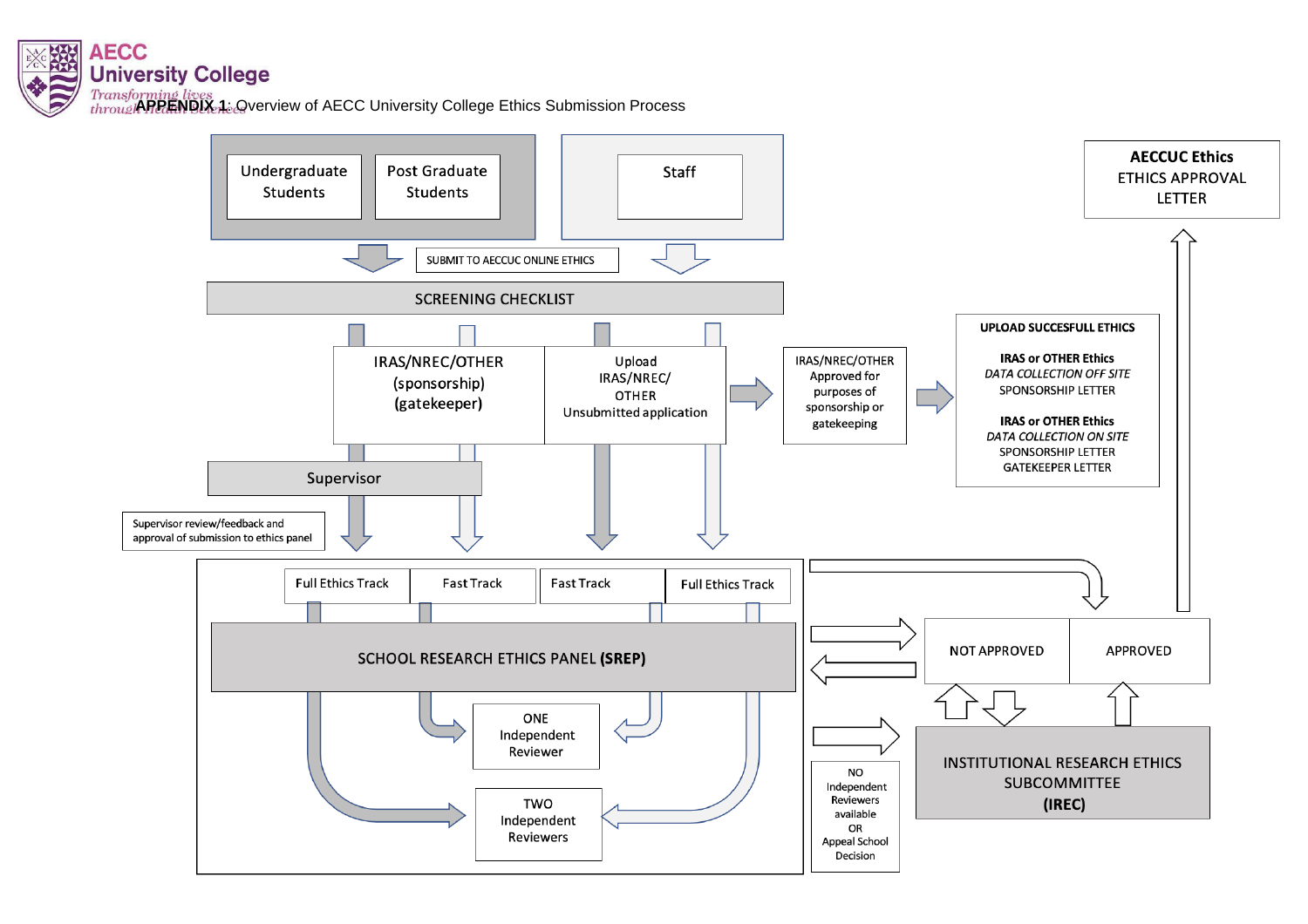**APPENDIX 1**: Overview of AECC University College Ethics Submission Process

Undergraduate Students

Post Graduate Students

Staff

SUBMIT TO AECCUC ONLINE ETHICS

SCREENING CHECKLIST

IRAS/NREC/OTHER (sponsorship) (gatekeeper)

Upload IRAS/NREC/ OTHER Unsubmitted application

IRAS/NREC/OTHER Approved for purposes of sponsorship or gatekeeping

**UPLOAD SUCCESFULL ETHICS**

**IRAS or OTHER Ethics**
*DATA COLLECTION OFF SITE*
SPONSORSHIP LETTER

**IRAS or OTHER Ethics**
*DATA COLLECTION ON SITE*
SPONSORSHIP LETTER
GATEKEEPER LETTER

Supervisor

Supervisor review/feedback and approval of submission to ethics panel

Full Ethics Track | Fast Track | Fast Track | Full Ethics Track

SCHOOL RESEARCH ETHICS PANEL **(SREP)**

ONE Independent Reviewer

TWO Independent Reviewers

NO Independent Reviewers available OR Appeal School Decision

NOT APPROVED | APPROVED

INSTITUTIONAL RESEARCH ETHICS SUBCOMMITTEE **(IREC)**

**AECCUC Ethics**
ETHICS APPROVAL LETTER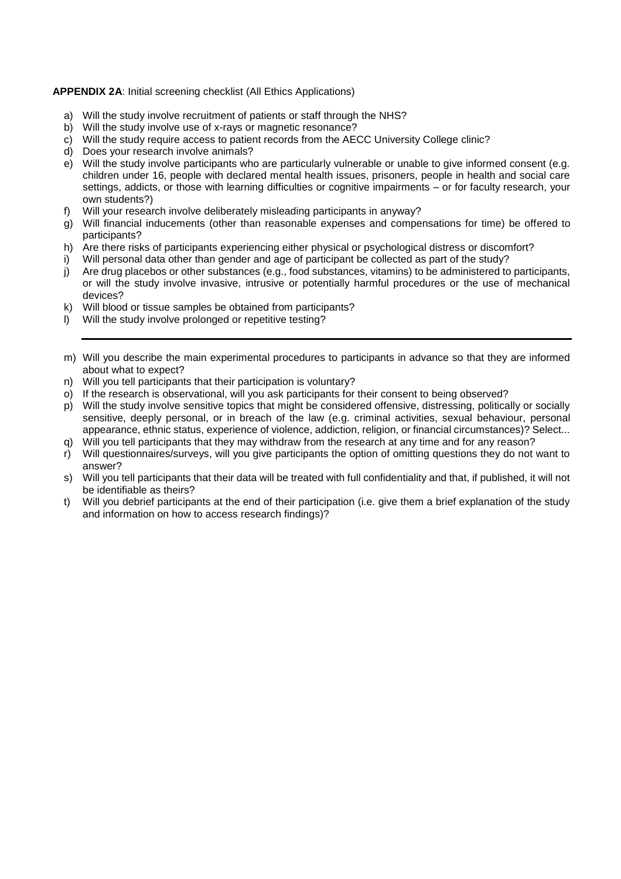**APPENDIX 2A**: Initial screening checklist (All Ethics Applications)

a) Will the study involve recruitment of patients or staff through the NHS?
b) Will the study involve use of x-rays or magnetic resonance?
c) Will the study require access to patient records from the AECC University College clinic?
d) Does your research involve animals?
e) Will the study involve participants who are particularly vulnerable or unable to give informed consent (e.g. children under 16, people with declared mental health issues, prisoners, people in health and social care settings, addicts, or those with learning difficulties or cognitive impairments – or for faculty research, your own students?)
f) Will your research involve deliberately misleading participants in anyway?
g) Will financial inducements (other than reasonable expenses and compensations for time) be offered to participants?
h) Are there risks of participants experiencing either physical or psychological distress or discomfort?
i) Will personal data other than gender and age of participant be collected as part of the study?
j) Are drug placebos or other substances (e.g., food substances, vitamins) to be administered to participants, or will the study involve invasive, intrusive or potentially harmful procedures or the use of mechanical devices?
k) Will blood or tissue samples be obtained from participants?
l) Will the study involve prolonged or repetitive testing?

---

m) Will you describe the main experimental procedures to participants in advance so that they are informed about what to expect?
n) Will you tell participants that their participation is voluntary?
o) If the research is observational, will you ask participants for their consent to being observed?
p) Will the study involve sensitive topics that might be considered offensive, distressing, politically or socially sensitive, deeply personal, or in breach of the law (e.g. criminal activities, sexual behaviour, personal appearance, ethnic status, experience of violence, addiction, religion, or financial circumstances)? Select...
q) Will you tell participants that they may withdraw from the research at any time and for any reason?
r) Will questionnaires/surveys, will you give participants the option of omitting questions they do not want to answer?
s) Will you tell participants that their data will be treated with full confidentiality and that, if published, it will not be identifiable as theirs?
t) Will you debrief participants at the end of their participation (i.e. give them a brief explanation of the study and information on how to access research findings)?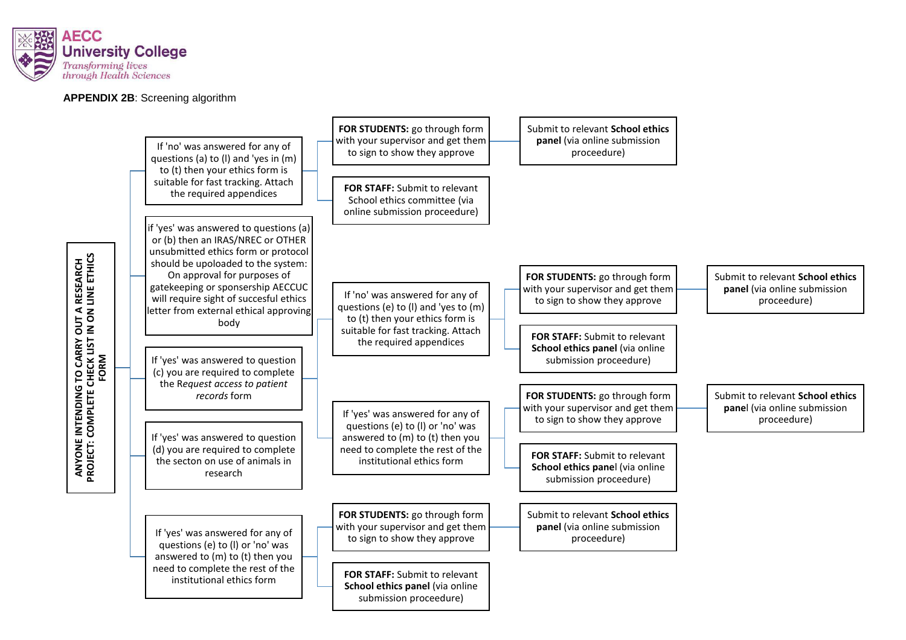**AECC University College**
*Transforming lives through Health Sciences*

**APPENDIX 2B**: Screening algorithm

**ANYONE INTENDING TO CARRY OUT A RESEARCH PROJECT: COMPLETE CHECK LIST IN ON LINE ETHICS FORM**

- If 'no' was answered for any of questions (a) to (l) and 'yes in (m) to (t) then your ethics form is suitable for fast tracking. Attach the required appendices
  - **FOR STUDENTS:** go through form with your supervisor and get them to sign to show they approve
    - Submit to relevant **School ethics panel** (via online submission proceedure)
  - **FOR STAFF:** Submit to relevant School ethics committee (via online submission proceedure)
- if 'yes' was answered to questions (a) or (b) then an IRAS/NREC or OTHER unsubmitted ethics form or protocol should be upoloaded to the system: On approval for purposes of gatekeeping or sponsership AECCUC will require sight of succesful ethics letter from external ethical approving body
- If 'yes' was answered to question (c) you are required to complete the R*equest access to patient records* form
  - If 'no' was answered for any of questions (e) to (l) and 'yes to (m) to (t) then your ethics form is suitable for fast tracking. Attach the required appendices
    - **FOR STUDENTS:** go through form with your supervisor and get them to sign to show they approve
      - Submit to relevant **School ethics panel** (via online submission proceedure)
    - **FOR STAFF:** Submit to relevant **School ethics panel** (via online submission proceedure)
  - If 'yes' was answered for any of questions (e) to (l) or 'no' was answered to (m) to (t) then you need to complete the rest of the institutional ethics form
    - **FOR STUDENTS:** go through form with your supervisor and get them to sign to show they approve
      - Submit to relevant **School ethics panel** (via online submission proceedure)
    - **FOR STAFF:** Submit to relevant **School ethics panel** (via online submission proceedure)
- If 'yes' was answered to question (d) you are required to complete the secton on use of animals in research
- If 'yes' was answered for any of questions (e) to (l) or 'no' was answered to (m) to (t) then you need to complete the rest of the institutional ethics form
  - **FOR STUDENTS:** go through form with your supervisor and get them to sign to show they approve
    - Submit to relevant **School ethics panel** (via online submission proceedure)
  - **FOR STAFF:** Submit to relevant **School ethics panel** (via online submission proceedure)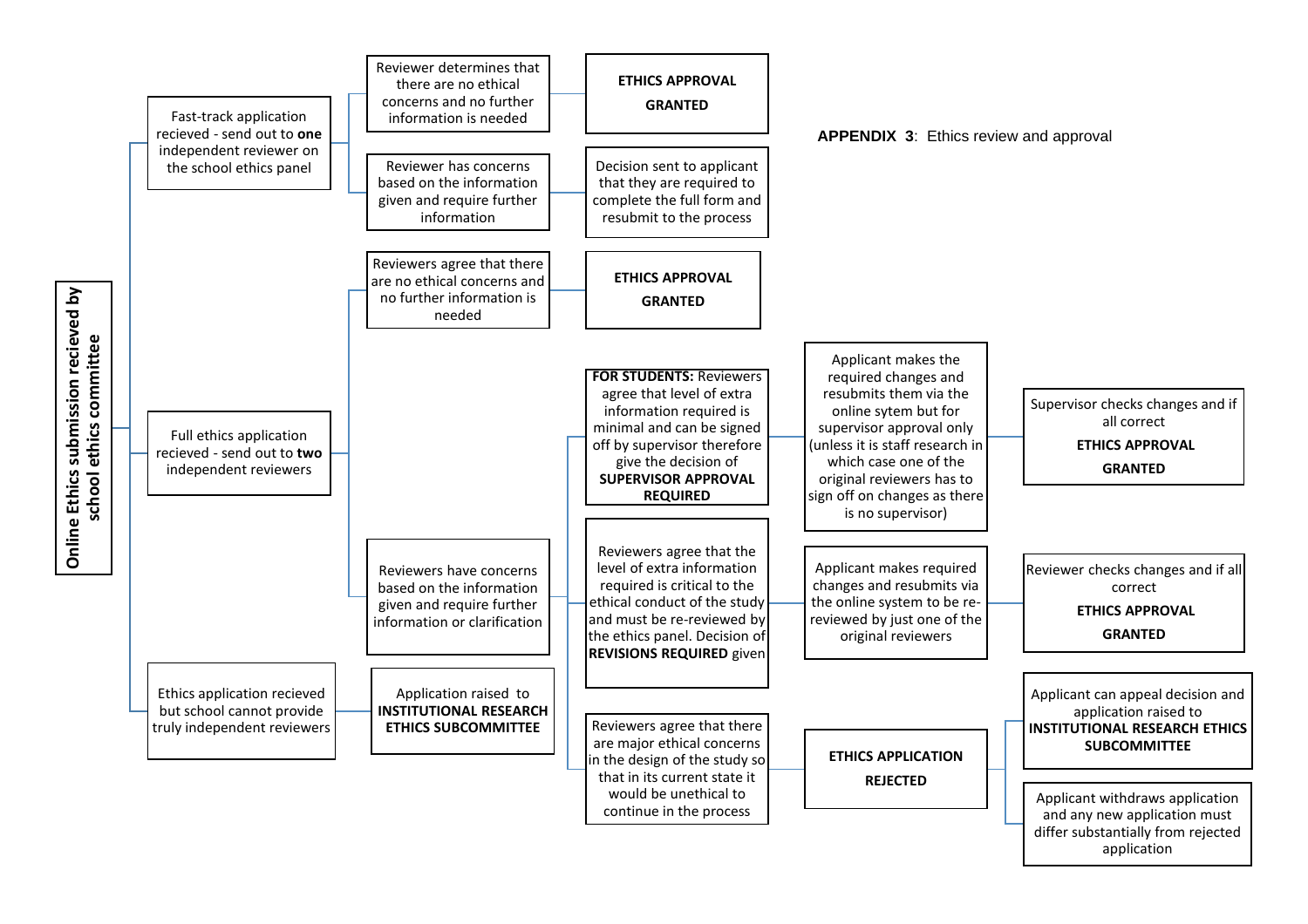**APPENDIX 3**: Ethics review and approval

**Online Ethics submission recieved by school ethics committee**

- Fast-track application recieved - send out to **one** independent reviewer on the school ethics panel
  - Reviewer determines that there are no ethical concerns and no further information is needed
    - **ETHICS APPROVAL GRANTED**
  - Reviewer has concerns based on the information given and require further information
    - Decision sent to applicant that they are required to complete the full form and resubmit to the process
- Full ethics application recieved - send out to **two** independent reviewers
  - Reviewers agree that there are no ethical concerns and no further information is needed
    - **ETHICS APPROVAL GRANTED**
  - Reviewers have concerns based on the information given and require further information or clarification
    - **FOR STUDENTS:** Reviewers agree that level of extra information required is minimal and can be signed off by supervisor therefore give the decision of **SUPERVISOR APPROVAL REQUIRED**
      - Applicant makes the required changes and resubmits them via the online sytem but for supervisor approval only (unless it is staff research in which case one of the original reviewers has to sign off on changes as there is no supervisor)
        - Supervisor checks changes and if all correct **ETHICS APPROVAL GRANTED**
    - Reviewers agree that the level of extra information required is critical to the ethical conduct of the study and must be re-reviewed by the ethics panel. Decision of **REVISIONS REQUIRED** given
      - Applicant makes required changes and resubmits via the online system to be re-reviewed by just one of the original reviewers
        - Reviewer checks changes and if all correct **ETHICS APPROVAL GRANTED**
    - Reviewers agree that there are major ethical concerns in the design of the study so that in its current state it would be unethical to continue in the process
      - **ETHICS APPLICATION REJECTED**
        - Applicant can appeal decision and application raised to **INSTITUTIONAL RESEARCH ETHICS SUBCOMMITTEE**
        - Applicant withdraws application and any new application must differ substantially from rejected application
- Ethics application recieved but school cannot provide truly independent reviewers
  - Application raised to **INSTITUTIONAL RESEARCH ETHICS SUBCOMMITTEE**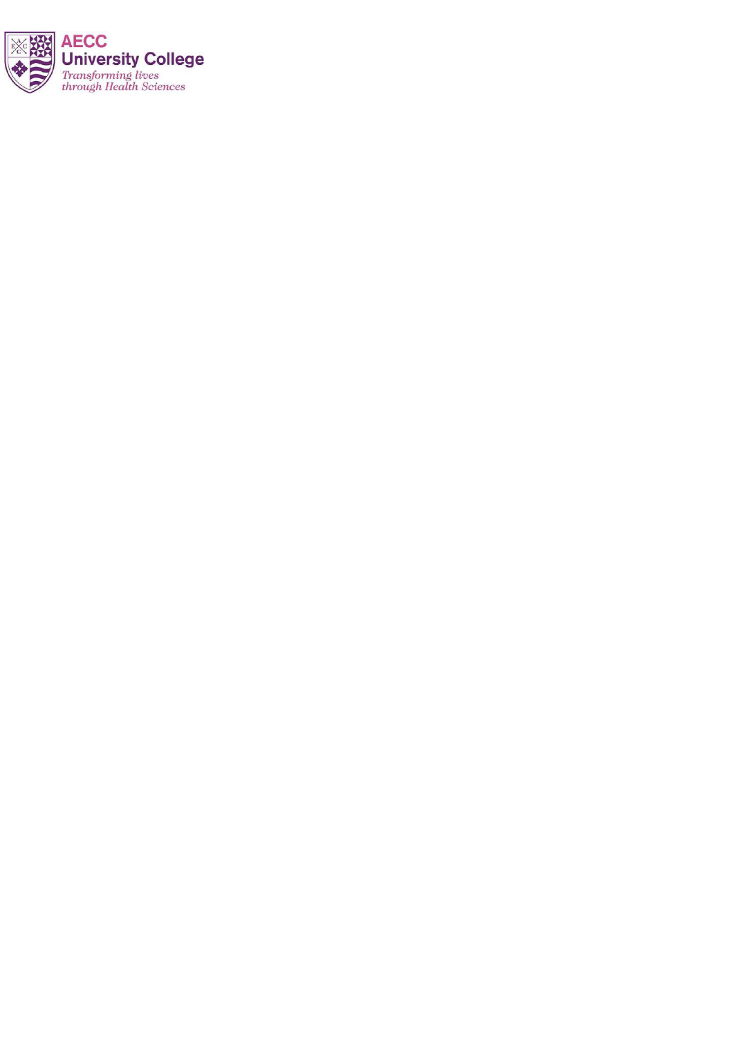**AECC**
**University College**
*Transforming lives through Health Sciences*